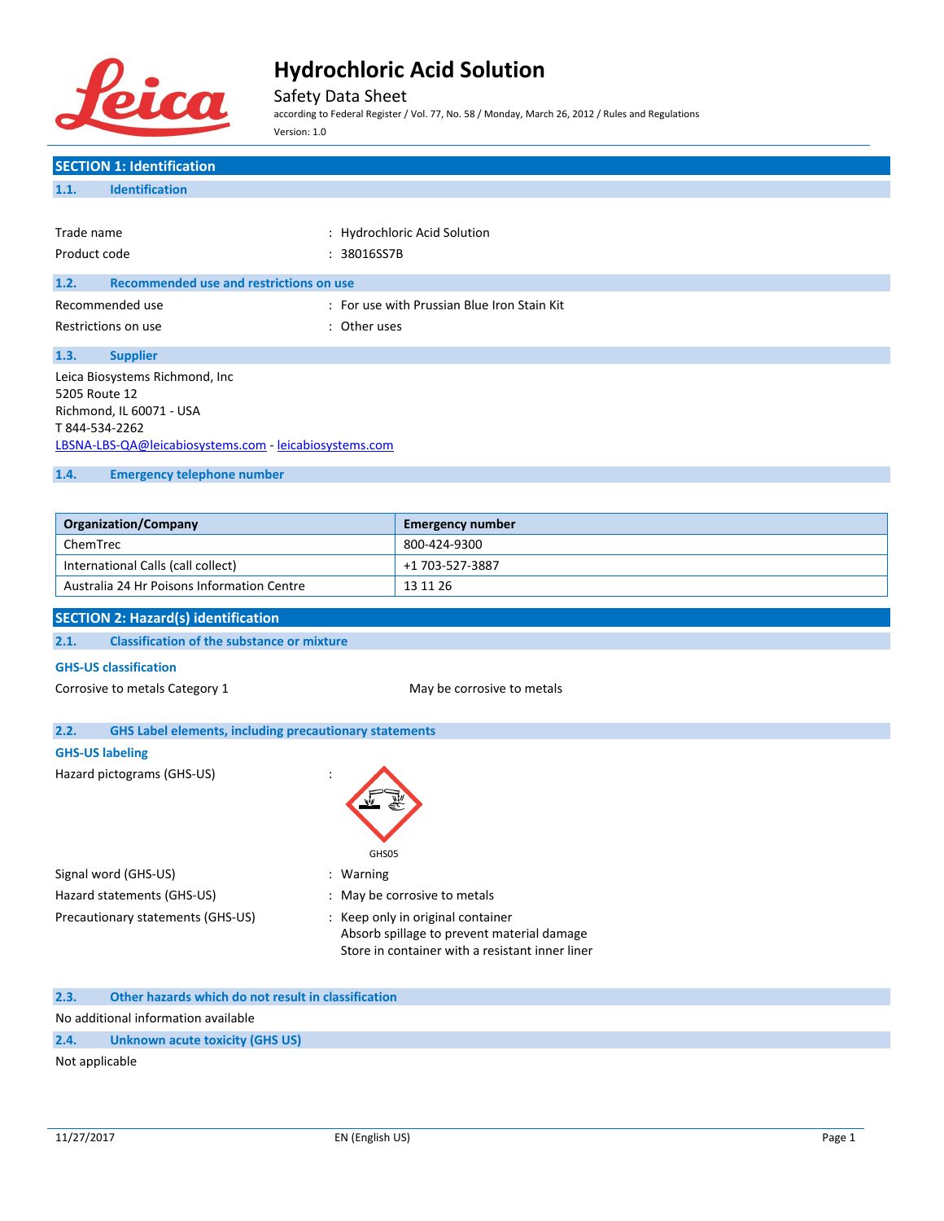# Hydrochloric Acid Solution

Safety Data Sheet

according to Federal Register / Vol. 77, No. 58 / Monday, March 26, 2012 / Rules and Regulations

Version: 1.0

## SECTION 1: Identification

### 1.1. Identification

Trade name : Hydrochloric Acid Solution

Product code : 38016SS7B

### 1.2. Recommended use and restrictions on use

Recommended use : For use with Prussian Blue Iron Stain Kit

Restrictions on use : Other uses

### 1.3. Supplier

Leica Biosystems Richmond, Inc
5205 Route 12
Richmond, IL 60071 - USA
T 844-534-2262
LBSNA-LBS-QA@leicabiosystems.com - leicabiosystems.com

### 1.4. Emergency telephone number

| Organization/Company | Emergency number |
| --- | --- |
| ChemTrec | 800-424-9300 |
| International Calls (call collect) | +1 703-527-3887 |
| Australia 24 Hr Poisons Information Centre | 13 11 26 |

## SECTION 2: Hazard(s) identification

### 2.1. Classification of the substance or mixture

**GHS-US classification**

Corrosive to metals Category 1 — May be corrosive to metals

### 2.2. GHS Label elements, including precautionary statements

**GHS-US labeling**

Hazard pictograms (GHS-US) : GHS05

Signal word (GHS-US) : Warning

Hazard statements (GHS-US) : May be corrosive to metals

Precautionary statements (GHS-US) : Keep only in original container
Absorb spillage to prevent material damage
Store in container with a resistant inner liner

### 2.3. Other hazards which do not result in classification

No additional information available

### 2.4. Unknown acute toxicity (GHS US)

Not applicable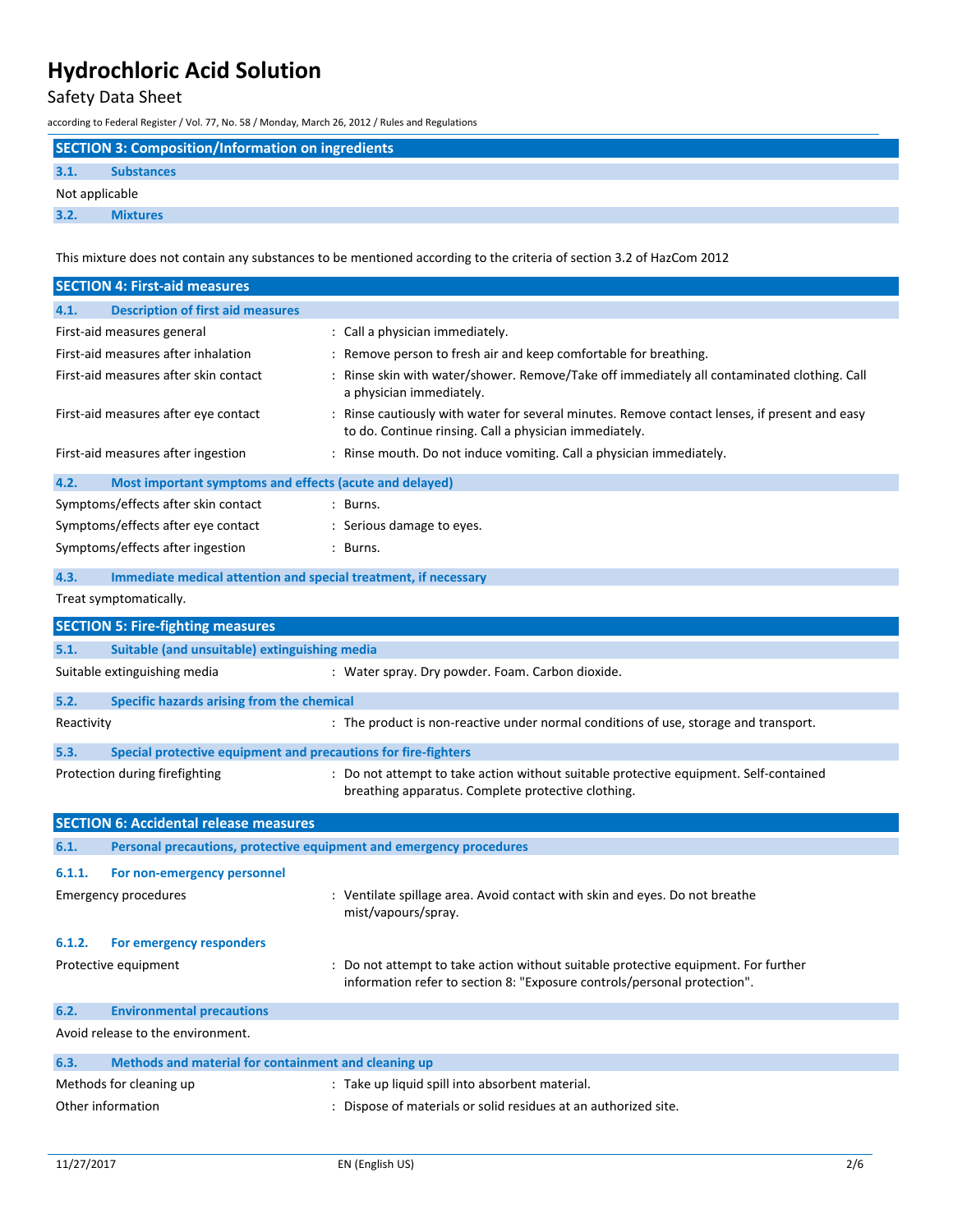## SECTION 3: Composition/Information on ingredients

### 3.1. Substances

Not applicable

### 3.2. Mixtures

This mixture does not contain any substances to be mentioned according to the criteria of section 3.2 of HazCom 2012

## SECTION 4: First-aid measures

### 4.1. Description of first aid measures

| | |
|---|---|
| First-aid measures general | : Call a physician immediately. |
| First-aid measures after inhalation | : Remove person to fresh air and keep comfortable for breathing. |
| First-aid measures after skin contact | : Rinse skin with water/shower. Remove/Take off immediately all contaminated clothing. Call a physician immediately. |
| First-aid measures after eye contact | : Rinse cautiously with water for several minutes. Remove contact lenses, if present and easy to do. Continue rinsing. Call a physician immediately. |
| First-aid measures after ingestion | : Rinse mouth. Do not induce vomiting. Call a physician immediately. |

### 4.2. Most important symptoms and effects (acute and delayed)

| | |
|---|---|
| Symptoms/effects after skin contact | : Burns. |
| Symptoms/effects after eye contact | : Serious damage to eyes. |
| Symptoms/effects after ingestion | : Burns. |

### 4.3. Immediate medical attention and special treatment, if necessary

Treat symptomatically.

## SECTION 5: Fire-fighting measures

### 5.1. Suitable (and unsuitable) extinguishing media

| | |
|---|---|
| Suitable extinguishing media | : Water spray. Dry powder. Foam. Carbon dioxide. |

### 5.2. Specific hazards arising from the chemical

| | |
|---|---|
| Reactivity | : The product is non-reactive under normal conditions of use, storage and transport. |

### 5.3. Special protective equipment and precautions for fire-fighters

| | |
|---|---|
| Protection during firefighting | : Do not attempt to take action without suitable protective equipment. Self-contained breathing apparatus. Complete protective clothing. |

## SECTION 6: Accidental release measures

### 6.1. Personal precautions, protective equipment and emergency procedures

#### 6.1.1. For non-emergency personnel

| | |
|---|---|
| Emergency procedures | : Ventilate spillage area. Avoid contact with skin and eyes. Do not breathe mist/vapours/spray. |

#### 6.1.2. For emergency responders

| | |
|---|---|
| Protective equipment | : Do not attempt to take action without suitable protective equipment. For further information refer to section 8: "Exposure controls/personal protection". |

### 6.2. Environmental precautions

Avoid release to the environment.

### 6.3. Methods and material for containment and cleaning up

| | |
|---|---|
| Methods for cleaning up | : Take up liquid spill into absorbent material. |
| Other information | : Dispose of materials or solid residues at an authorized site. |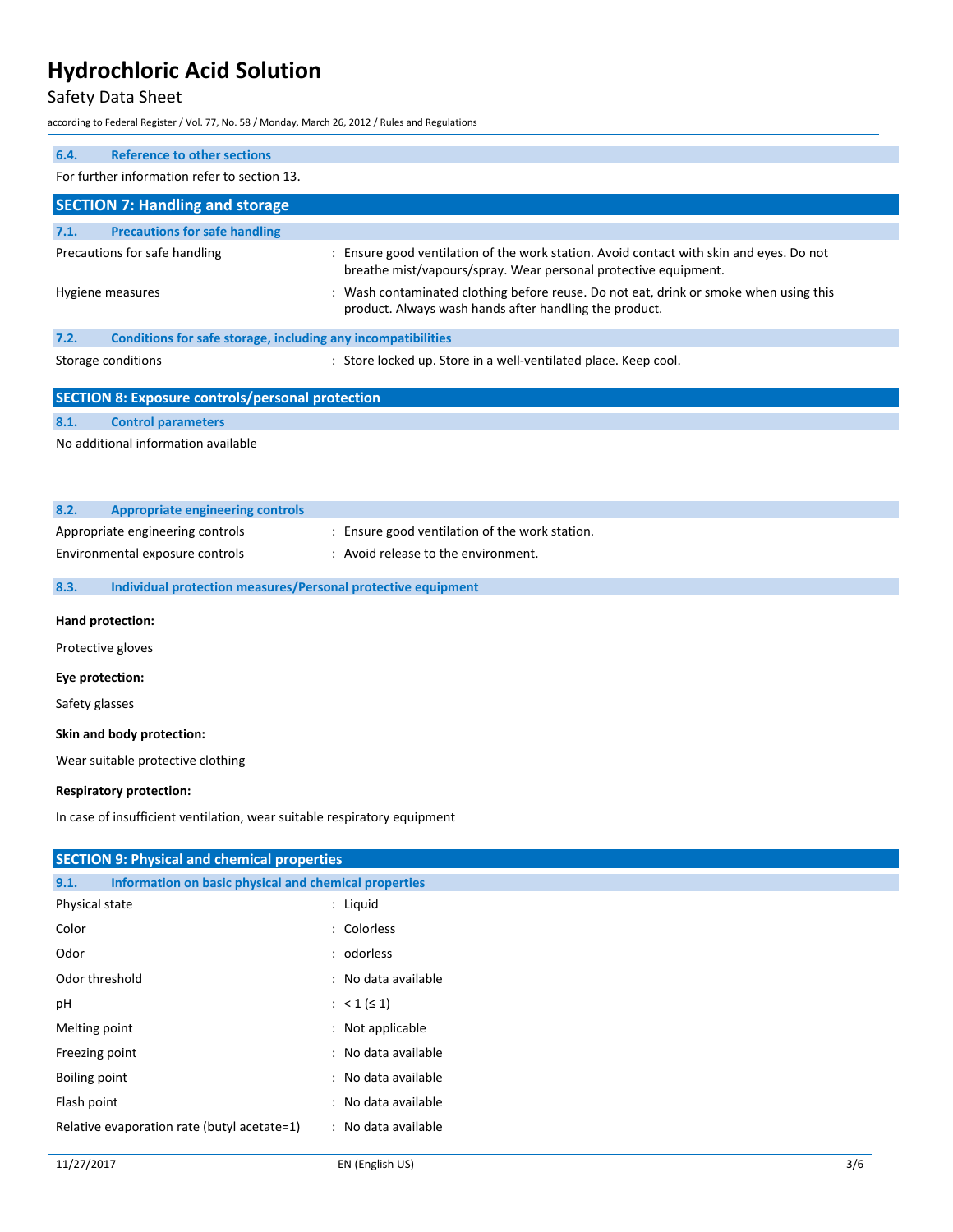### 6.4. Reference to other sections

For further information refer to section 13.

## SECTION 7: Handling and storage

### 7.1. Precautions for safe handling

| | |
|---|---|
| Precautions for safe handling | : Ensure good ventilation of the work station. Avoid contact with skin and eyes. Do not breathe mist/vapours/spray. Wear personal protective equipment. |
| Hygiene measures | : Wash contaminated clothing before reuse. Do not eat, drink or smoke when using this product. Always wash hands after handling the product. |

### 7.2. Conditions for safe storage, including any incompatibilities

| | |
|---|---|
| Storage conditions | : Store locked up. Store in a well-ventilated place. Keep cool. |

## SECTION 8: Exposure controls/personal protection

### 8.1. Control parameters

No additional information available

### 8.2. Appropriate engineering controls

| | |
|---|---|
| Appropriate engineering controls | : Ensure good ventilation of the work station. |
| Environmental exposure controls | : Avoid release to the environment. |

### 8.3. Individual protection measures/Personal protective equipment

**Hand protection:**

Protective gloves

**Eye protection:**

Safety glasses

**Skin and body protection:**

Wear suitable protective clothing

**Respiratory protection:**

In case of insufficient ventilation, wear suitable respiratory equipment

## SECTION 9: Physical and chemical properties

### 9.1. Information on basic physical and chemical properties

| | |
|---|---|
| Physical state | : Liquid |
| Color | : Colorless |
| Odor | : odorless |
| Odor threshold | : No data available |
| pH | : < 1 (≤ 1) |
| Melting point | : Not applicable |
| Freezing point | : No data available |
| Boiling point | : No data available |
| Flash point | : No data available |
| Relative evaporation rate (butyl acetate=1) | : No data available |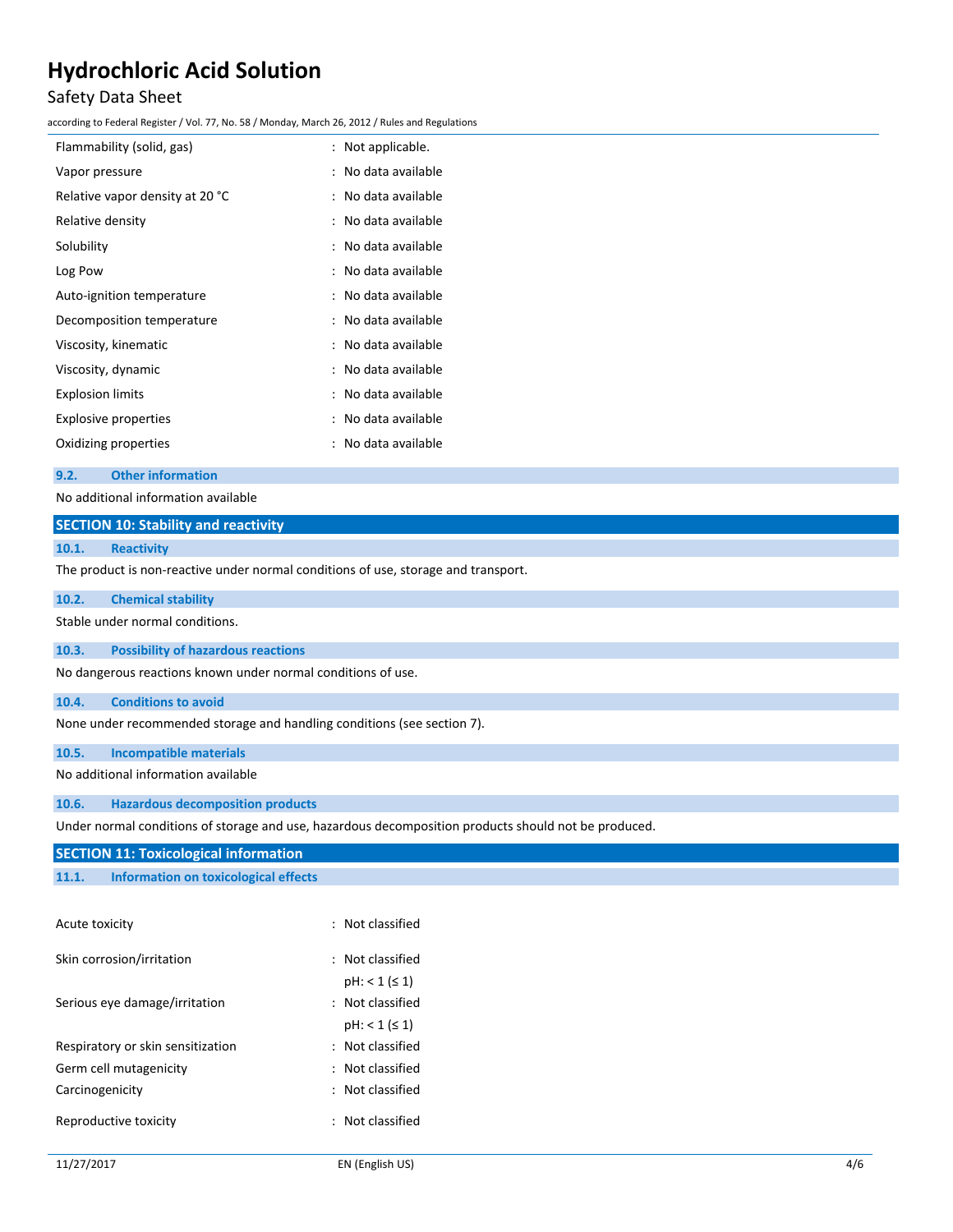| | | |
|---|---|---|
| Flammability (solid, gas) | : | Not applicable. |
| Vapor pressure | : | No data available |
| Relative vapor density at 20 °C | : | No data available |
| Relative density | : | No data available |
| Solubility | : | No data available |
| Log Pow | : | No data available |
| Auto-ignition temperature | : | No data available |
| Decomposition temperature | : | No data available |
| Viscosity, kinematic | : | No data available |
| Viscosity, dynamic | : | No data available |
| Explosion limits | : | No data available |
| Explosive properties | : | No data available |
| Oxidizing properties | : | No data available |

### 9.2. Other information

No additional information available

## SECTION 10: Stability and reactivity

### 10.1. Reactivity

The product is non-reactive under normal conditions of use, storage and transport.

### 10.2. Chemical stability

Stable under normal conditions.

### 10.3. Possibility of hazardous reactions

No dangerous reactions known under normal conditions of use.

### 10.4. Conditions to avoid

None under recommended storage and handling conditions (see section 7).

### 10.5. Incompatible materials

No additional information available

### 10.6. Hazardous decomposition products

Under normal conditions of storage and use, hazardous decomposition products should not be produced.

## SECTION 11: Toxicological information

### 11.1. Information on toxicological effects

| | | |
|---|---|---|
| Acute toxicity | : | Not classified |
| Skin corrosion/irritation | : | Not classified<br>pH: < 1 (≤ 1) |
| Serious eye damage/irritation | : | Not classified<br>pH: < 1 (≤ 1) |
| Respiratory or skin sensitization | : | Not classified |
| Germ cell mutagenicity | : | Not classified |
| Carcinogenicity | : | Not classified |
| Reproductive toxicity | : | Not classified |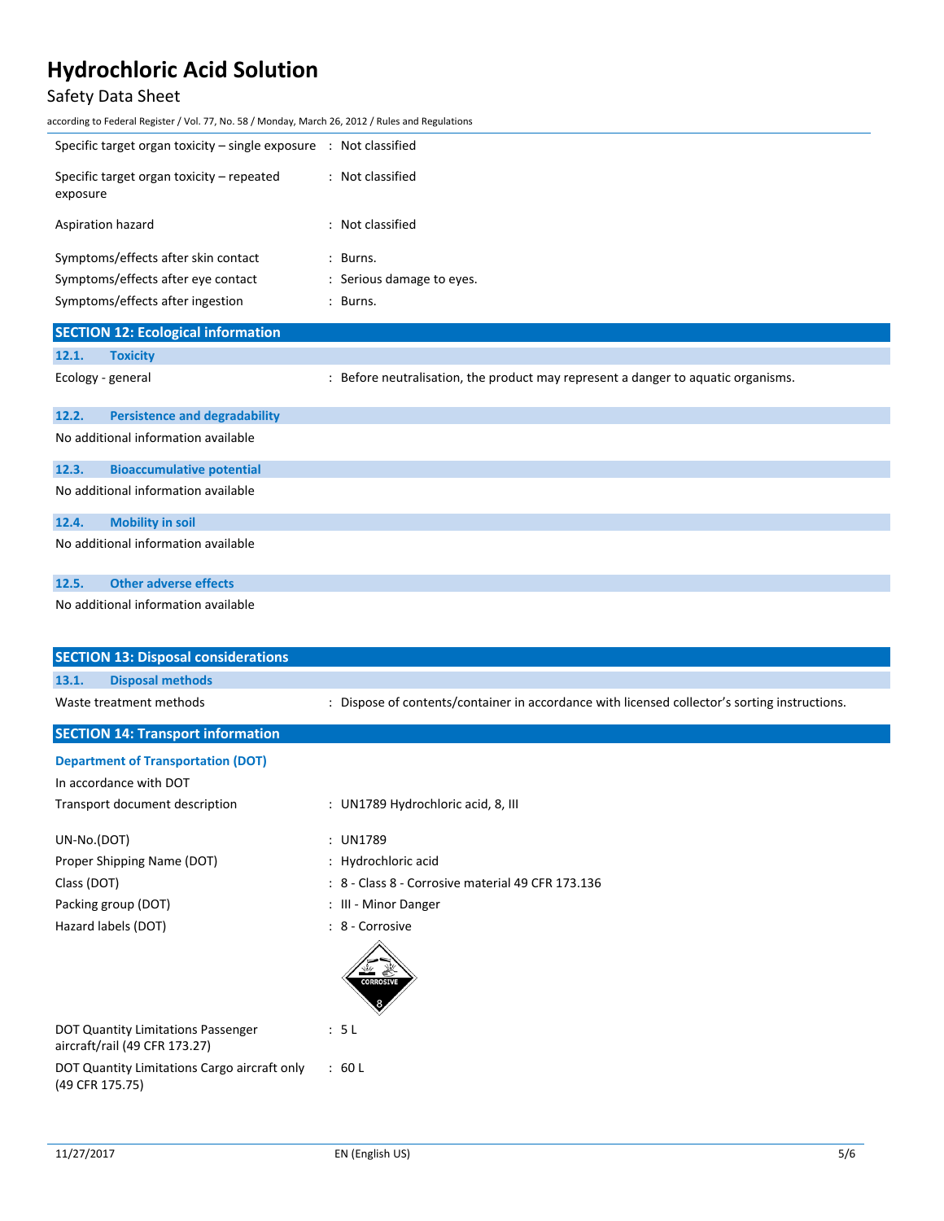| | |
|---|---|
| Specific target organ toxicity – single exposure | : Not classified |
| Specific target organ toxicity – repeated exposure | : Not classified |
| Aspiration hazard | : Not classified |
| Symptoms/effects after skin contact | : Burns. |
| Symptoms/effects after eye contact | : Serious damage to eyes. |
| Symptoms/effects after ingestion | : Burns. |

## SECTION 12: Ecological information

### 12.1. Toxicity

| | |
|---|---|
| Ecology - general | : Before neutralisation, the product may represent a danger to aquatic organisms. |

### 12.2. Persistence and degradability

No additional information available

### 12.3. Bioaccumulative potential

No additional information available

### 12.4. Mobility in soil

No additional information available

### 12.5. Other adverse effects

No additional information available

## SECTION 13: Disposal considerations

### 13.1. Disposal methods

| | |
|---|---|
| Waste treatment methods | : Dispose of contents/container in accordance with licensed collector's sorting instructions. |

## SECTION 14: Transport information

### Department of Transportation (DOT)

In accordance with DOT

| | |
|---|---|
| Transport document description | : UN1789 Hydrochloric acid, 8, III |
| UN-No.(DOT) | : UN1789 |
| Proper Shipping Name (DOT) | : Hydrochloric acid |
| Class (DOT) | : 8 - Class 8 - Corrosive material 49 CFR 173.136 |
| Packing group (DOT) | : III - Minor Danger |
| Hazard labels (DOT) | : 8 - Corrosive |
| DOT Quantity Limitations Passenger aircraft/rail (49 CFR 173.27) | : 5 L |
| DOT Quantity Limitations Cargo aircraft only (49 CFR 175.75) | : 60 L |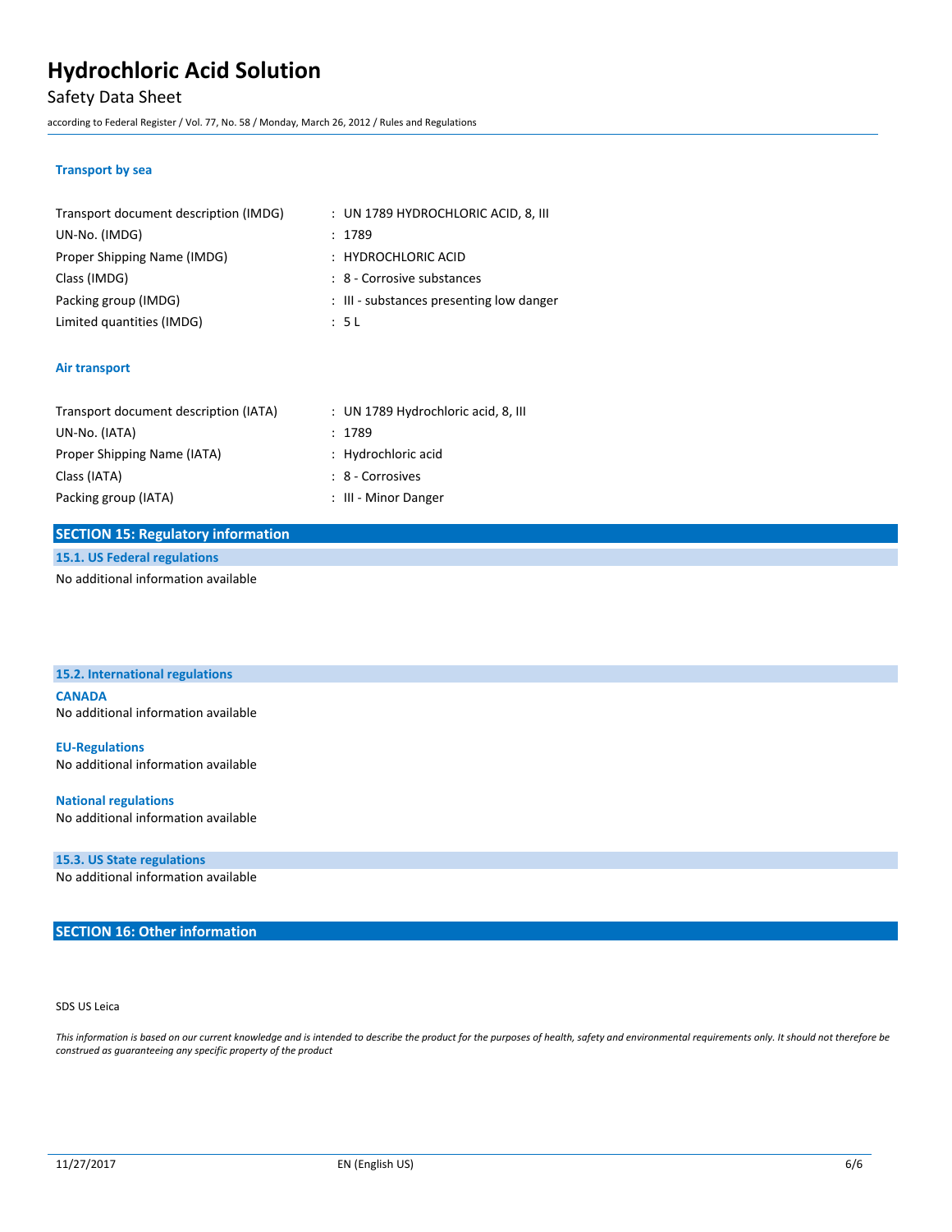#### Transport by sea

| | |
|---|---|
| Transport document description (IMDG) | : UN 1789 HYDROCHLORIC ACID, 8, III |
| UN-No. (IMDG) | : 1789 |
| Proper Shipping Name (IMDG) | : HYDROCHLORIC ACID |
| Class (IMDG) | : 8 - Corrosive substances |
| Packing group (IMDG) | : III - substances presenting low danger |
| Limited quantities (IMDG) | : 5 L |

#### Air transport

| | |
|---|---|
| Transport document description (IATA) | : UN 1789 Hydrochloric acid, 8, III |
| UN-No. (IATA) | : 1789 |
| Proper Shipping Name (IATA) | : Hydrochloric acid |
| Class (IATA) | : 8 - Corrosives |
| Packing group (IATA) | : III - Minor Danger |

## SECTION 15: Regulatory information

### 15.1. US Federal regulations

No additional information available

### 15.2. International regulations

#### CANADA

No additional information available

#### EU-Regulations

No additional information available

#### National regulations

No additional information available

### 15.3. US State regulations

No additional information available

## SECTION 16: Other information

SDS US Leica

*This information is based on our current knowledge and is intended to describe the product for the purposes of health, safety and environmental requirements only. It should not therefore be construed as guaranteeing any specific property of the product*